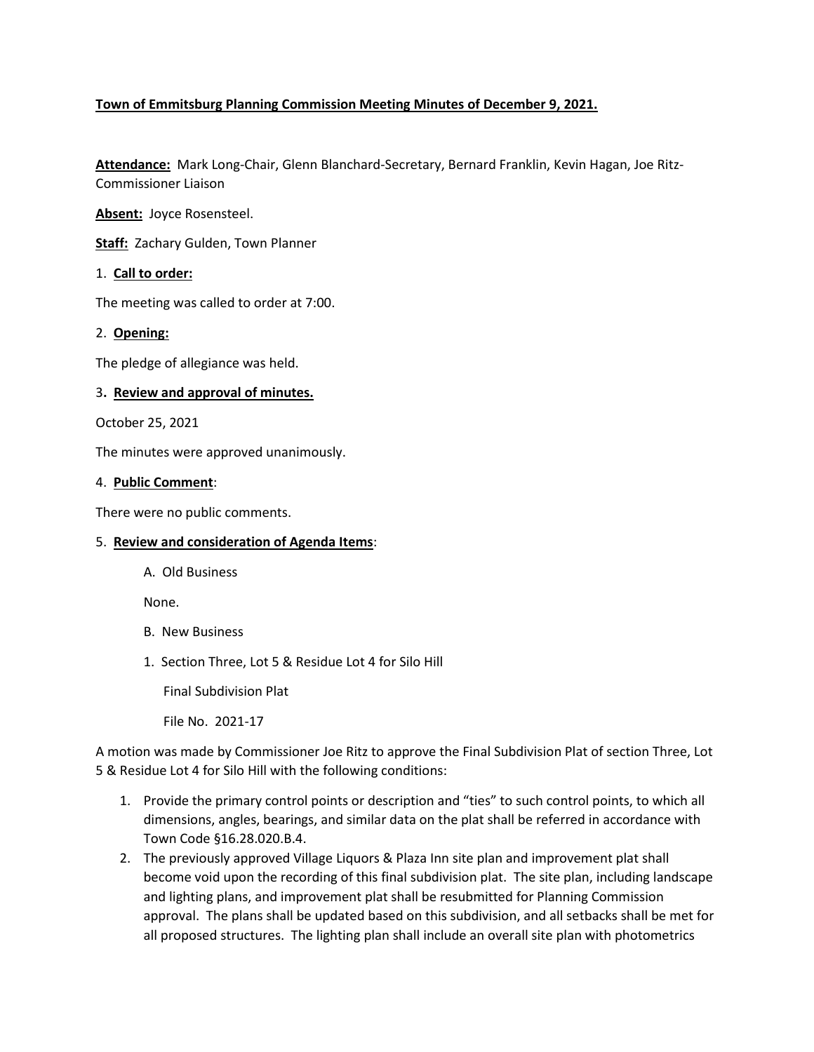**Town of Emmitsburg Planning Commission Meeting Minutes of December 9, 2021.**

**Attendance:** Mark Long-Chair, Glenn Blanchard-Secretary, Bernard Franklin, Kevin Hagan, Joe Ritz-Commissioner Liaison

**Absent:** Joyce Rosensteel.

**Staff:** Zachary Gulden, Town Planner

1. **Call to order:**

The meeting was called to order at 7:00.

2. **Opening:**

The pledge of allegiance was held.

3. **Review and approval of minutes.**

October 25, 2021

The minutes were approved unanimously.

4. **Public Comment**:

There were no public comments.

5. **Review and consideration of Agenda Items**:

A. Old Business

None.

B. New Business

1. Section Three, Lot 5 & Residue Lot 4 for Silo Hill

   Final Subdivision Plat

   File No. 2021-17

A motion was made by Commissioner Joe Ritz to approve the Final Subdivision Plat of section Three, Lot 5 & Residue Lot 4 for Silo Hill with the following conditions:

1. Provide the primary control points or description and "ties" to such control points, to which all dimensions, angles, bearings, and similar data on the plat shall be referred in accordance with Town Code §16.28.020.B.4.
2. The previously approved Village Liquors & Plaza Inn site plan and improvement plat shall become void upon the recording of this final subdivision plat. The site plan, including landscape and lighting plans, and improvement plat shall be resubmitted for Planning Commission approval. The plans shall be updated based on this subdivision, and all setbacks shall be met for all proposed structures. The lighting plan shall include an overall site plan with photometrics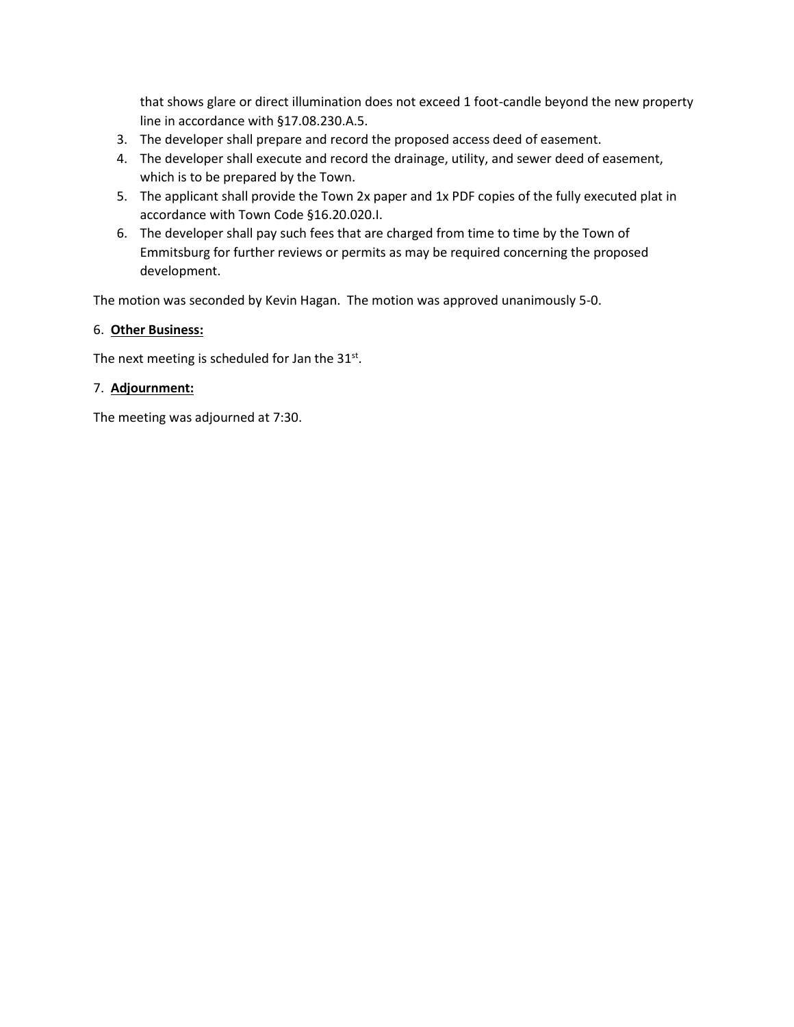that shows glare or direct illumination does not exceed 1 foot-candle beyond the new property line in accordance with §17.08.230.A.5.

3. The developer shall prepare and record the proposed access deed of easement.
4. The developer shall execute and record the drainage, utility, and sewer deed of easement, which is to be prepared by the Town.
5. The applicant shall provide the Town 2x paper and 1x PDF copies of the fully executed plat in accordance with Town Code §16.20.020.I.
6. The developer shall pay such fees that are charged from time to time by the Town of Emmitsburg for further reviews or permits as may be required concerning the proposed development.

The motion was seconded by Kevin Hagan. The motion was approved unanimously 5-0.

6. **Other Business:**

The next meeting is scheduled for Jan the 31st.

7. **Adjournment:**

The meeting was adjourned at 7:30.